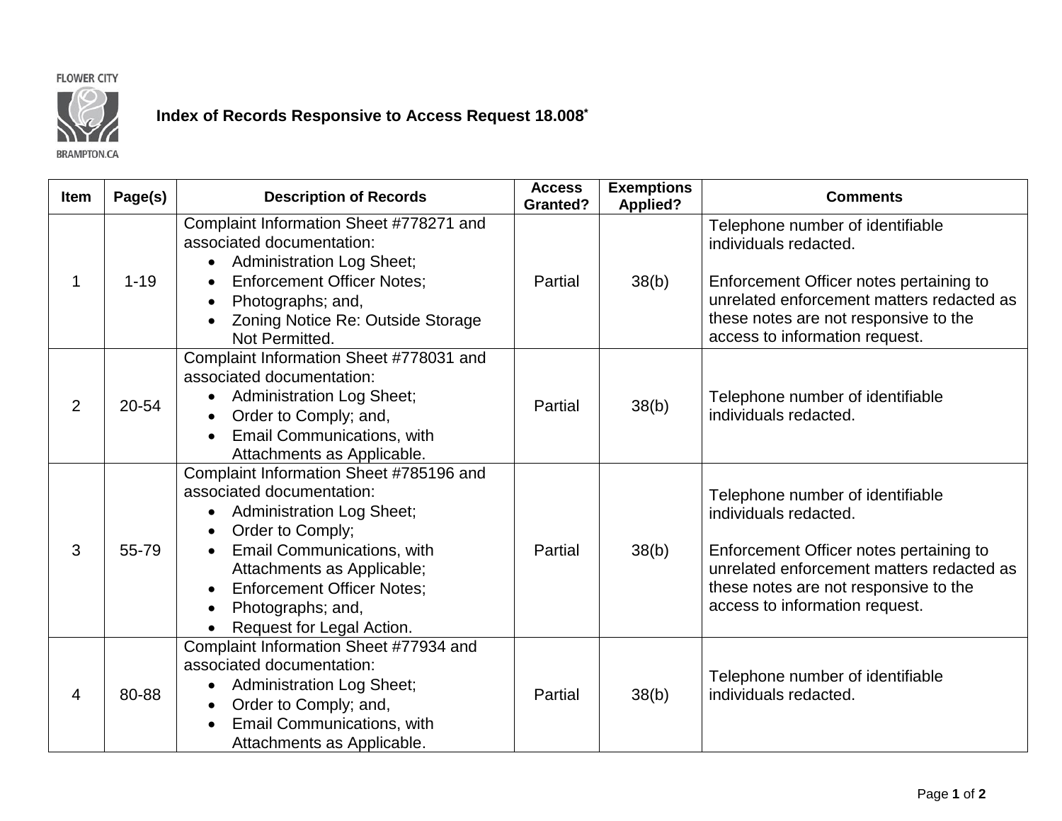FLOWER CITY

BRAMPTON.CA

## Index of Records Responsive to Access Request 18.008*

| Item | Page(s) | Description of Records | Access Granted? | Exemptions Applied? | Comments |
|---|---|---|---|---|---|
| 1 | 1-19 | Complaint Information Sheet #778271 and associated documentation:<br>• Administration Log Sheet;<br>• Enforcement Officer Notes;<br>• Photographs; and,<br>• Zoning Notice Re: Outside Storage Not Permitted. | Partial | 38(b) | Telephone number of identifiable individuals redacted.<br><br>Enforcement Officer notes pertaining to unrelated enforcement matters redacted as these notes are not responsive to the access to information request. |
| 2 | 20-54 | Complaint Information Sheet #778031 and associated documentation:<br>• Administration Log Sheet;<br>• Order to Comply; and,<br>• Email Communications, with Attachments as Applicable. | Partial | 38(b) | Telephone number of identifiable individuals redacted. |
| 3 | 55-79 | Complaint Information Sheet #785196 and associated documentation:<br>• Administration Log Sheet;<br>• Order to Comply;<br>• Email Communications, with Attachments as Applicable;<br>• Enforcement Officer Notes;<br>• Photographs; and,<br>• Request for Legal Action. | Partial | 38(b) | Telephone number of identifiable individuals redacted.<br><br>Enforcement Officer notes pertaining to unrelated enforcement matters redacted as these notes are not responsive to the access to information request. |
| 4 | 80-88 | Complaint Information Sheet #77934 and associated documentation:<br>• Administration Log Sheet;<br>• Order to Comply; and,<br>• Email Communications, with Attachments as Applicable. | Partial | 38(b) | Telephone number of identifiable individuals redacted. |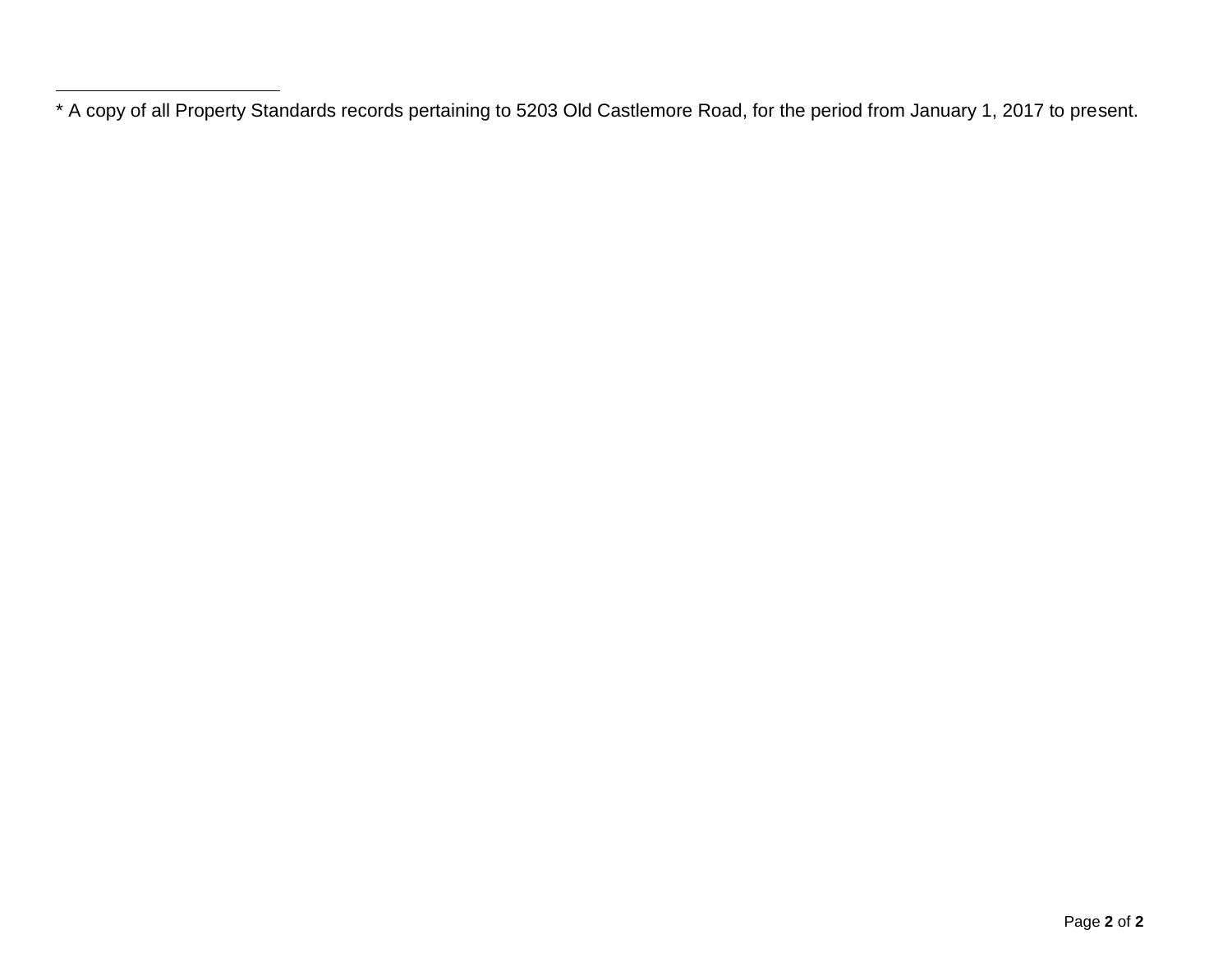* A copy of all Property Standards records pertaining to 5203 Old Castlemore Road, for the period from January 1, 2017 to present.